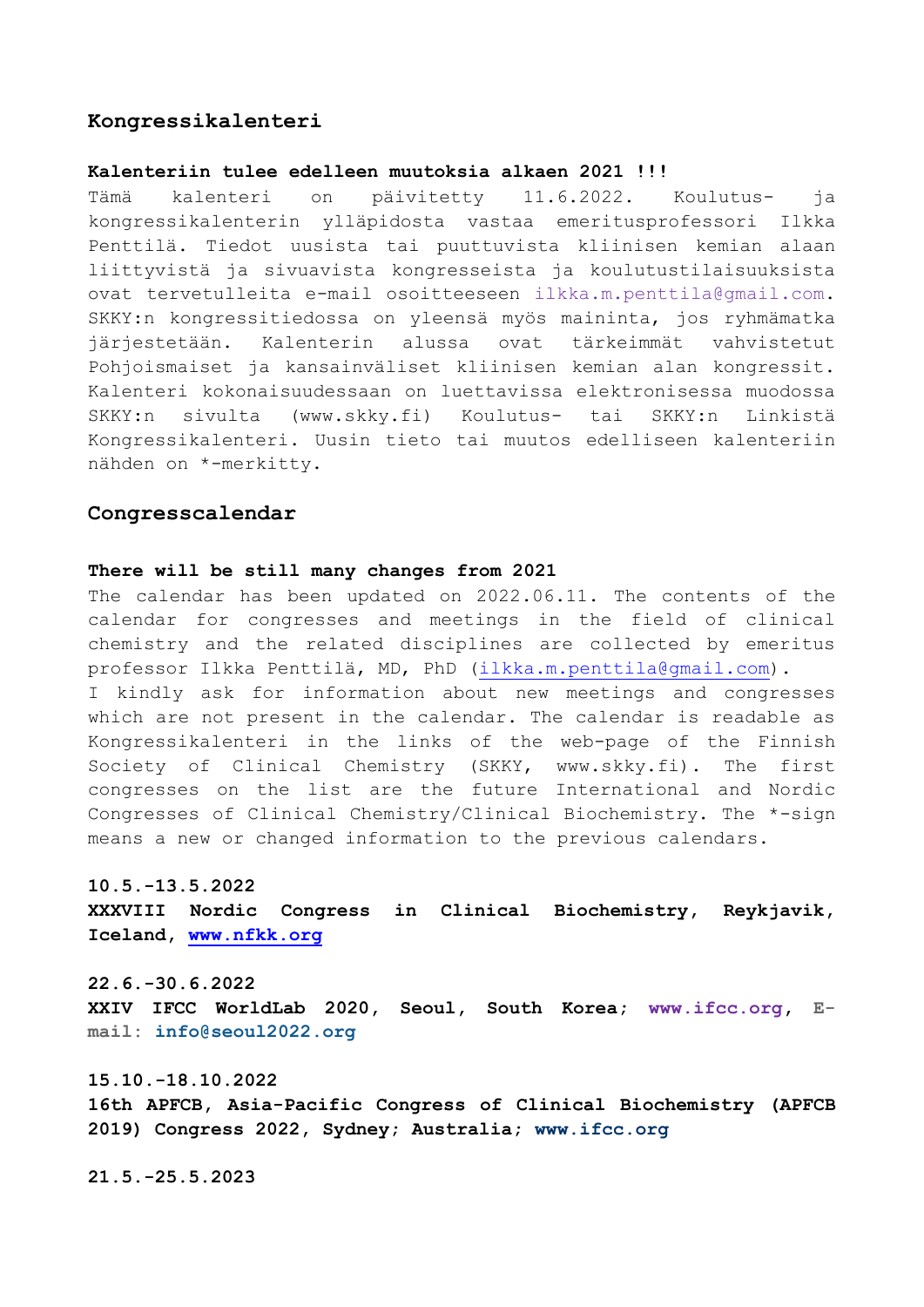## Kongressikalenteri

**Kalenteriin tulee edelleen muutoksia alkaen 2021 !!!**
Tämä kalenteri on päivitetty 11.6.2022. Koulutus- ja kongressikalenterin ylläpidosta vastaa emeritusprofessori Ilkka Penttilä. Tiedot uusista tai puuttuvista kliinisen kemian alaan liittyvistä ja sivuavista kongresseista ja koulutustilaisuuksista ovat tervetulleita e-mail osoitteeseen ilkka.m.penttila@gmail.com. SKKY:n kongressitiedossa on yleensä myös maininta, jos ryhmämatka järjestetään. Kalenterin alussa ovat tärkeimmät vahvistetut Pohjoismaiset ja kansainväliset kliinisen kemian alan kongressit. Kalenteri kokonaisuudessaan on luettavissa elektronisessa muodossa SKKY:n sivulta (www.skky.fi) Koulutus- tai SKKY:n Linkistä Kongressikalenteri. Uusin tieto tai muutos edelliseen kalenteriin nähden on *-merkitty.

## Congresscalendar

**There will be still many changes from 2021**
The calendar has been updated on 2022.06.11. The contents of the calendar for congresses and meetings in the field of clinical chemistry and the related disciplines are collected by emeritus professor Ilkka Penttilä, MD, PhD (ilkka.m.penttila@gmail.com).
I kindly ask for information about new meetings and congresses which are not present in the calendar. The calendar is readable as Kongressikalenteri in the links of the web-page of the Finnish Society of Clinical Chemistry (SKKY, www.skky.fi). The first congresses on the list are the future International and Nordic Congresses of Clinical Chemistry/Clinical Biochemistry. The *-sign means a new or changed information to the previous calendars.

**10.5.-13.5.2022**
**XXXVIII Nordic Congress in Clinical Biochemistry, Reykjavik, Iceland, www.nfkk.org**

**22.6.-30.6.2022**
**XXIV IFCC WorldLab 2020, Seoul, South Korea; www.ifcc.org, E-mail: info@seoul2022.org**

**15.10.-18.10.2022**
**16th APFCB, Asia-Pacific Congress of Clinical Biochemistry (APFCB 2019) Congress 2022, Sydney; Australia; www.ifcc.org**

**21.5.-25.5.2023**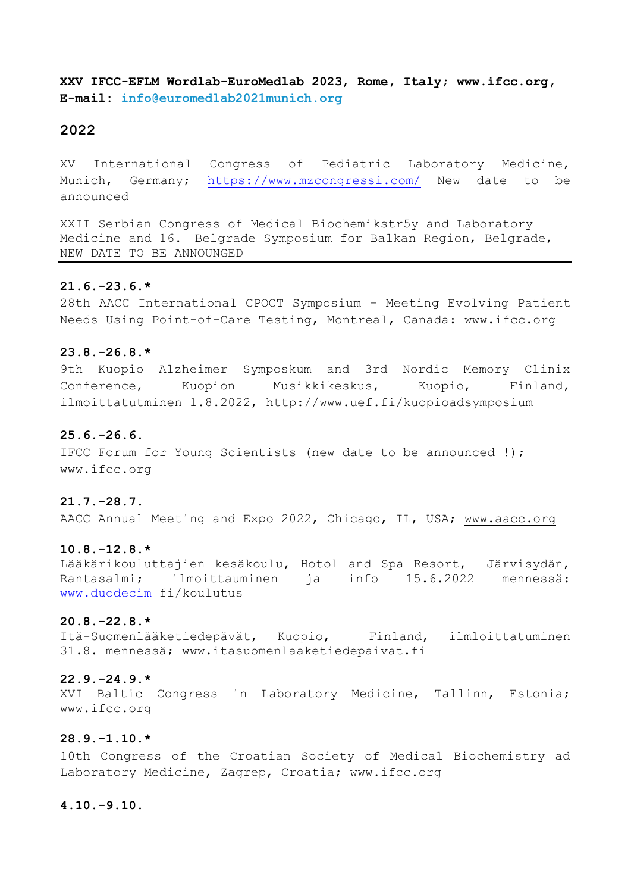**XXV IFCC-EFLM Wordlab-EuroMedlab 2023, Rome, Italy; www.ifcc.org, E-mail: info@euromedlab2021munich.org**

## 2022

XV International Congress of Pediatric Laboratory Medicine, Munich, Germany; https://www.mzcongressi.com/ New date to be announced

XXII Serbian Congress of Medical Biochemikstr5y and Laboratory Medicine and 16. Belgrade Symposium for Balkan Region, Belgrade, NEW DATE TO BE ANNOUNGED

---

**21.6.-23.6.***
28th AACC International CPOCT Symposium – Meeting Evolving Patient Needs Using Point-of-Care Testing, Montreal, Canada: www.ifcc.org

**23.8.-26.8.***
9th Kuopio Alzheimer Symposkum and 3rd Nordic Memory Clinix Conference, Kuopion Musikkikeskus, Kuopio, Finland, ilmoittatutminen 1.8.2022, http://www.uef.fi/kuopioadsymposium

**25.6.-26.6.**
IFCC Forum for Young Scientists (new date to be announced !); www.ifcc.org

**21.7.-28.7.**
AACC Annual Meeting and Expo 2022, Chicago, IL, USA; www.aacc.org

**10.8.-12.8.***
Lääkärikouluttajien kesäkoulu, Hotol and Spa Resort, Järvisydän, Rantasalmi; ilmoittauminen ja info 15.6.2022 mennessä: www.duodecim fi/koulutus

**20.8.-22.8.***
Itä-Suomenlääketiedepävät, Kuopio, Finland, ilmloittatuminen 31.8. mennessä; www.itasuomenlaaketiedepaivat.fi

**22.9.-24.9.***
XVI Baltic Congress in Laboratory Medicine, Tallinn, Estonia; www.ifcc.org

**28.9.-1.10.***
10th Congress of the Croatian Society of Medical Biochemistry ad Laboratory Medicine, Zagrep, Croatia; www.ifcc.org

**4.10.-9.10.**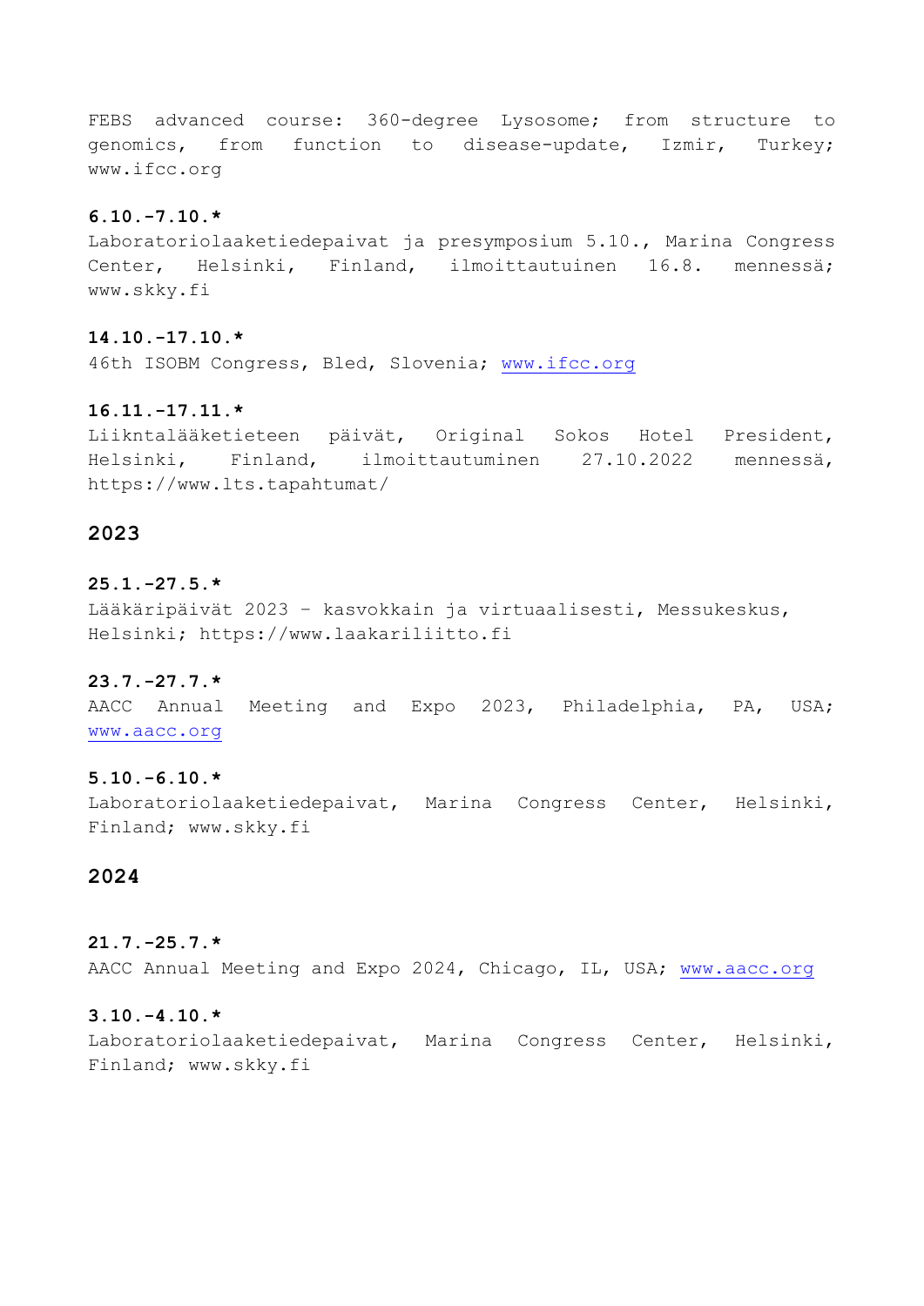FEBS advanced course: 360-degree Lysosome; from structure to genomics, from function to disease-update, Izmir, Turkey; www.ifcc.org

**6.10.-7.10.***
Laboratoriolaaketiedepaivat ja presymposium 5.10., Marina Congress Center, Helsinki, Finland, ilmoittautuinen 16.8. mennessä; www.skky.fi

**14.10.-17.10.***
46th ISOBM Congress, Bled, Slovenia; www.ifcc.org

**16.11.-17.11.***
Liikntalääketieteen päivät, Original Sokos Hotel President, Helsinki, Finland, ilmoittautuminen 27.10.2022 mennessä, https://www.lts.tapahtumat/

## 2023

**25.1.-27.5.***
Lääkäripäivät 2023 – kasvokkain ja virtuaalisesti, Messukeskus, Helsinki; https://www.laakariliitto.fi

**23.7.-27.7.***
AACC Annual Meeting and Expo 2023, Philadelphia, PA, USA; www.aacc.org

**5.10.-6.10.***
Laboratoriolaaketiedepaivat, Marina Congress Center, Helsinki, Finland; www.skky.fi

## 2024

**21.7.-25.7.***
AACC Annual Meeting and Expo 2024, Chicago, IL, USA; www.aacc.org

**3.10.-4.10.***
Laboratoriolaaketiedepaivat, Marina Congress Center, Helsinki, Finland; www.skky.fi